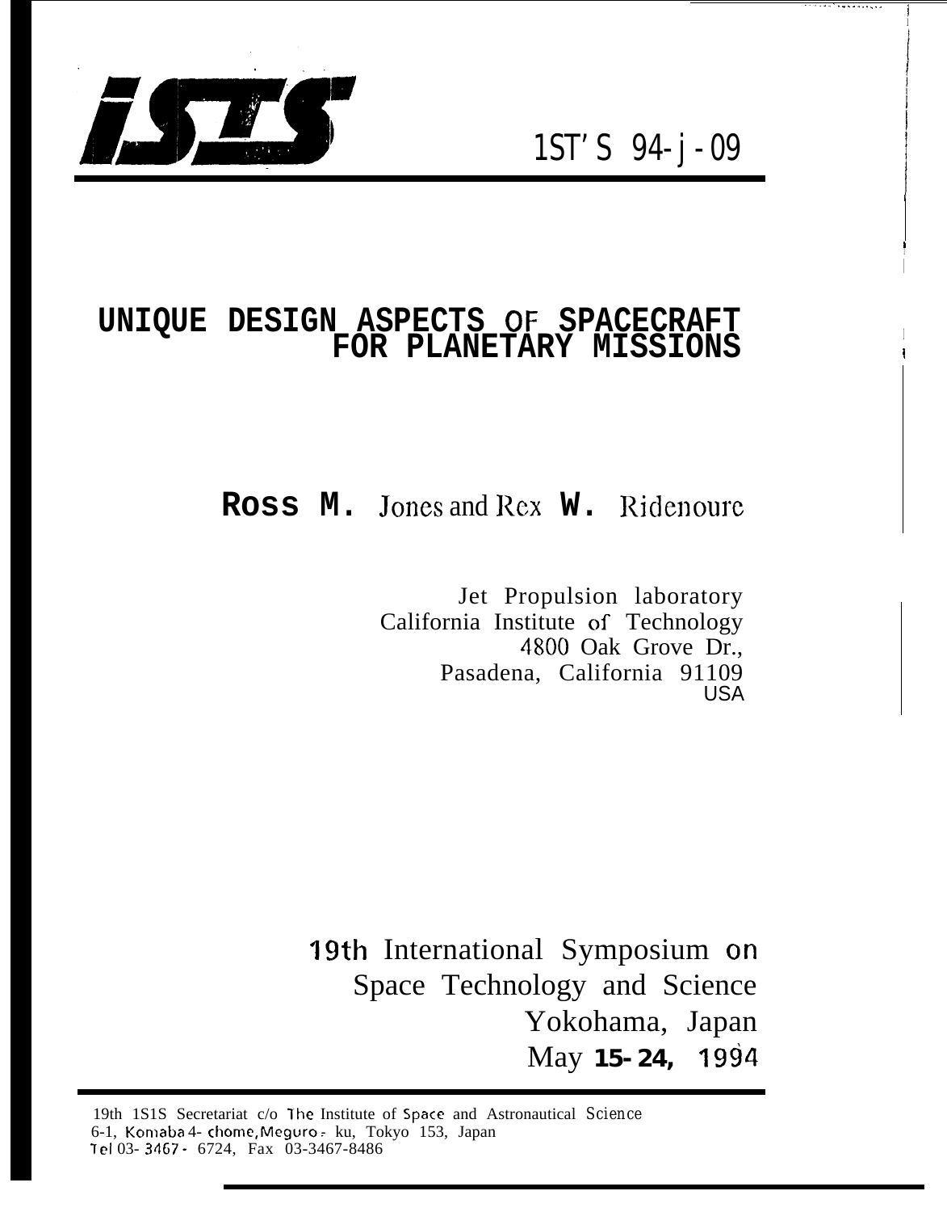ISTS 94-j-09

# UNIQUE DESIGN ASPECTS OF SPACECRAFT FOR PLANETARY MISSIONS

**Ross M. Jones and Rex W. Ridenoure**

Jet Propulsion laboratory
California Institute of Technology
4800 Oak Grove Dr.,
Pasadena, California 91109
USA

19th International Symposium on
Space Technology and Science
Yokohama, Japan
May 15-24, 1994

19th ISTS Secretariat c/o The Institute of Space and Astronautical Science
6-1, Komaba 4-chome, Meguro-ku, Tokyo 153, Japan
Tel 03-3467-6724, Fax 03-3467-8486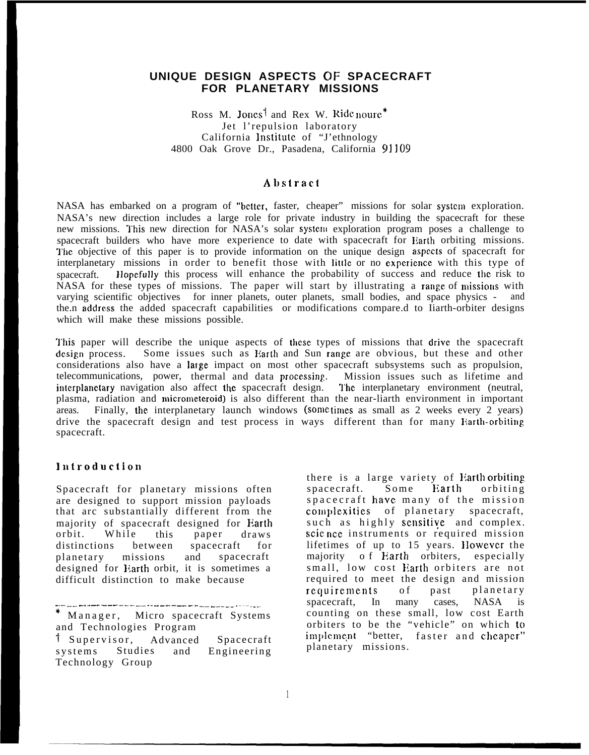# UNIQUE DESIGN ASPECTS OF SPACECRAFT FOR PLANETARY MISSIONS

Ross M. Jones[†] and Rex W. Ridenoure[*]
Jet Propulsion Laboratory
California Institute of Technology
4800 Oak Grove Dr., Pasadena, California 91109

## Abstract

NASA has embarked on a program of "better, faster, cheaper" missions for solar system exploration. NASA's new direction includes a large role for private industry in building the spacecraft for these new missions. This new direction for NASA's solar system exploration program poses a challenge to spacecraft builders who have more experience to date with spacecraft for Earth orbiting missions. The objective of this paper is to provide information on the unique design aspects of spacecraft for interplanetary missions in order to benefit those with little or no experience with this type of spacecraft. Hopefully this process will enhance the probability of success and reduce the risk to NASA for these types of missions. The paper will start by illustrating a range of missions with varying scientific objectives for inner planets, outer planets, small bodies, and space physics - and then address the added spacecraft capabilities or modifications compared to Earth-orbiter designs which will make these missions possible.

This paper will describe the unique aspects of these types of missions that drive the spacecraft design process. Some issues such as Earth and Sun range are obvious, but these and other considerations also have a large impact on most other spacecraft subsystems such as propulsion, telecommunications, power, thermal and data processing. Mission issues such as lifetime and interplanetary navigation also affect the spacecraft design. The interplanetary environment (neutral, plasma, radiation and micrometeoroid) is also different than the near-Earth environment in important areas. Finally, the interplanetary launch windows (sometimes as small as 2 weeks every 2 years) drive the spacecraft design and test process in ways different than for many Earth-orbiting spacecraft.

## Introduction

Spacecraft for planetary missions often are designed to support mission payloads that are substantially different from the majority of spacecraft designed for Earth orbit. While this paper draws distinctions between spacecraft for planetary missions and spacecraft designed for Earth orbit, it is sometimes a difficult distinction to make because there is a large variety of Earth orbiting spacecraft. Some Earth orbiting spacecraft have many of the mission complexities of planetary spacecraft, such as highly sensitive and complex science instruments or required mission lifetimes of up to 15 years. However the majority of Earth orbiters, especially small, low cost Earth orbiters are not required to meet the design and mission requirements of past planetary spacecraft, In many cases, NASA is counting on these small, low cost Earth orbiters to be the "vehicle" on which to implement "better, faster and cheaper" planetary missions.

---

[*] Manager, Micro spacecraft Systems and Technologies Program

[†] Supervisor, Advanced Spacecraft systems Studies and Engineering Technology Group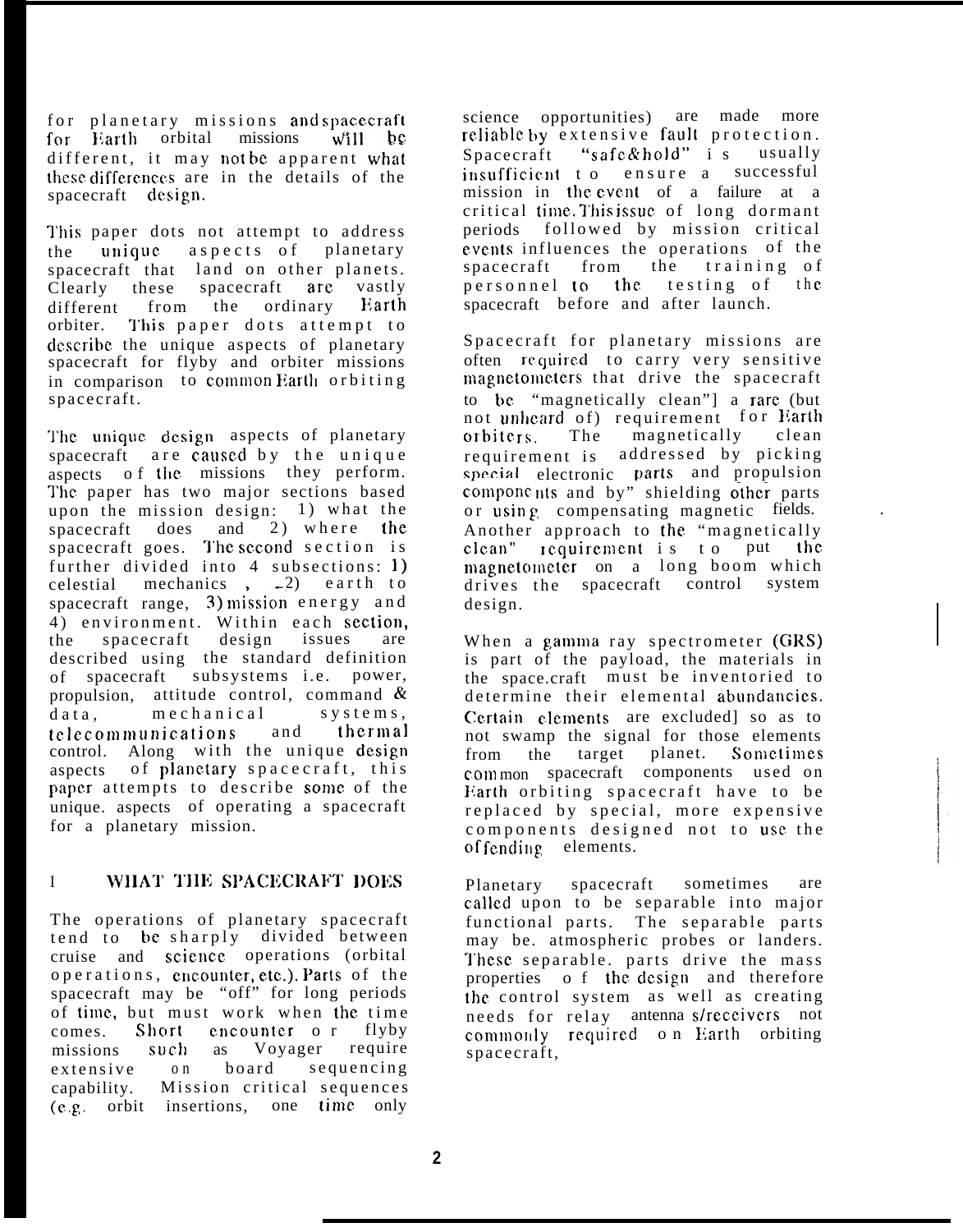for planetary missions and spacecraft for Earth orbital missions will be different, it may not be apparent what these differences are in the details of the spacecraft design.

This paper dots not attempt to address the unique aspects of planetary spacecraft that land on other planets. Clearly these spacecraft are vastly different from the ordinary Earth orbiter. This paper dots attempt to describe the unique aspects of planetary spacecraft for flyby and orbiter missions in comparison to common Earth orbiting spacecraft.

The unique design aspects of planetary spacecraft are caused by the unique aspects of the missions they perform. The paper has two major sections based upon the mission design: 1) what the spacecraft does and 2) where the spacecraft goes. The second section is further divided into 4 subsections: 1) celestial mechanics , 2) earth to spacecraft range, 3) mission energy and 4) environment. Within each section, the spacecraft design issues are described using the standard definition of spacecraft subsystems i.e. power, propulsion, attitude control, command & data, mechanical systems, telecommunications and thermal control. Along with the unique design aspects of planetary spacecraft, this paper attempts to describe some of the unique. aspects of operating a spacecraft for a planetary mission.

# I WHAT THE SPACECRAFT DOES

The operations of planetary spacecraft tend to be sharply divided between cruise and science operations (orbital operations, encounter, etc.). Parts of the spacecraft may be "off" for long periods of time, but must work when the time comes. Short encounter or flyby missions such as Voyager require extensive on board sequencing capability. Mission critical sequences (e.g. orbit insertions, one time only science opportunities) are made more reliable by extensive fault protection. Spacecraft "safe&hold" is usually insufficient to ensure a successful mission in the event of a failure at a critical time. This issue of long dormant periods followed by mission critical events influences the operations of the spacecraft from the training of personnel to the testing of the spacecraft before and after launch.

Spacecraft for planetary missions are often required to carry very sensitive magnetometers that drive the spacecraft to be "magnetically clean"] a rare (but not unheard of) requirement for Earth orbiters. The magnetically clean requirement is addressed by picking special electronic parts and propulsion components and by" shielding other parts or using compensating magnetic fields. Another approach to the "magnetically clean" requirement is to put the magnetometer on a long boom which drives the spacecraft control system design.

When a gamma ray spectrometer (GRS) is part of the payload, the materials in the space.craft must be inventoried to determine their elemental abundancies. Certain elements are excluded] so as to not swamp the signal for those elements from the target planet. Sometimes common spacecraft components used on Earth orbiting spacecraft have to be replaced by special, more expensive components designed not to use the offending elements.

Planetary spacecraft sometimes are called upon to be separable into major functional parts. The separable parts may be. atmospheric probes or landers. These separable. parts drive the mass properties of the design and therefore the control system as well as creating needs for relay antenna s/receivers not commonly required on Earth orbiting spacecraft,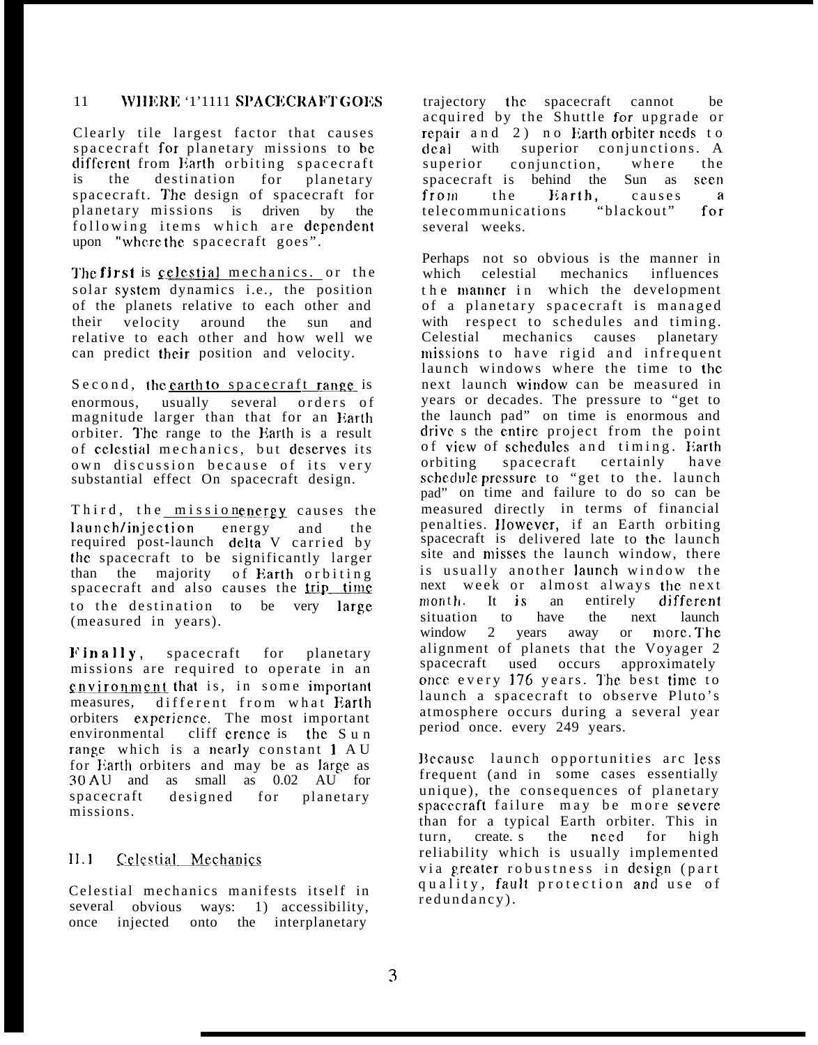## II WHERE THE SPACECRAFT GOES

Clearly the largest factor that causes spacecraft for planetary missions to be different from Earth orbiting spacecraft is the destination for planetary spacecraft. The design of spacecraft for planetary missions is driven by the following items which are dependent upon "where the spacecraft goes".

The first is celestial mechanics. or the solar system dynamics i.e., the position of the planets relative to each other and their velocity around the sun and relative to each other and how well we can predict their position and velocity.

Second, the earth to spacecraft range is enormous, usually several orders of magnitude larger than that for an Earth orbiter. The range to the Earth is a result of celestial mechanics, but deserves its own discussion because of its very substantial effect On spacecraft design.

Third, the mission energy causes the launch/injection energy and the required post-launch delta V carried by the spacecraft to be significantly larger than the majority of Earth orbiting spacecraft and also causes the trip time to the destination to be very large (measured in years).

Finally, spacecraft for planetary missions are required to operate in an environment that is, in some important measures, different from what Earth orbiters experience. The most important environmental difference is the Sun range which is a nearly constant 1 AU for Earth orbiters and may be as large as 30 AU and as small as 0.02 AU for spacecraft designed for planetary missions.

### II.1 Celestial Mechanics

Celestial mechanics manifests itself in several obvious ways: 1) accessibility, once injected onto the interplanetary trajectory the spacecraft cannot be acquired by the Shuttle for upgrade or repair and 2) no Earth orbiter needs to deal with superior conjunctions. A superior conjunction, where the spacecraft is behind the Sun as seen from the Earth, causes a telecommunications "blackout" for several weeks.

Perhaps not so obvious is the manner in which celestial mechanics influences the manner in which the development of a planetary spacecraft is managed with respect to schedules and timing. Celestial mechanics causes planetary missions to have rigid and infrequent launch windows where the time to the next launch window can be measured in years or decades. The pressure to "get to the launch pad" on time is enormous and drives the entire project from the point of view of schedules and timing. Earth orbiting spacecraft certainly have schedule pressure to "get to the. launch pad" on time and failure to do so can be measured directly in terms of financial penalties. However, if an Earth orbiting spacecraft is delivered late to the launch site and misses the launch window, there is usually another launch window the next week or almost always the next month. It is an entirely different situation to have the next launch window 2 years away or more. The alignment of planets that the Voyager 2 spacecraft used occurs approximately once every 176 years. The best time to launch a spacecraft to observe Pluto's atmosphere occurs during a several year period once. every 249 years.

Because launch opportunities are less frequent (and in some cases essentially unique), the consequences of planetary spacecraft failure may be more severe than for a typical Earth orbiter. This in turn, creates the need for high reliability which is usually implemented via greater robustness in design (part quality, fault protection and use of redundancy).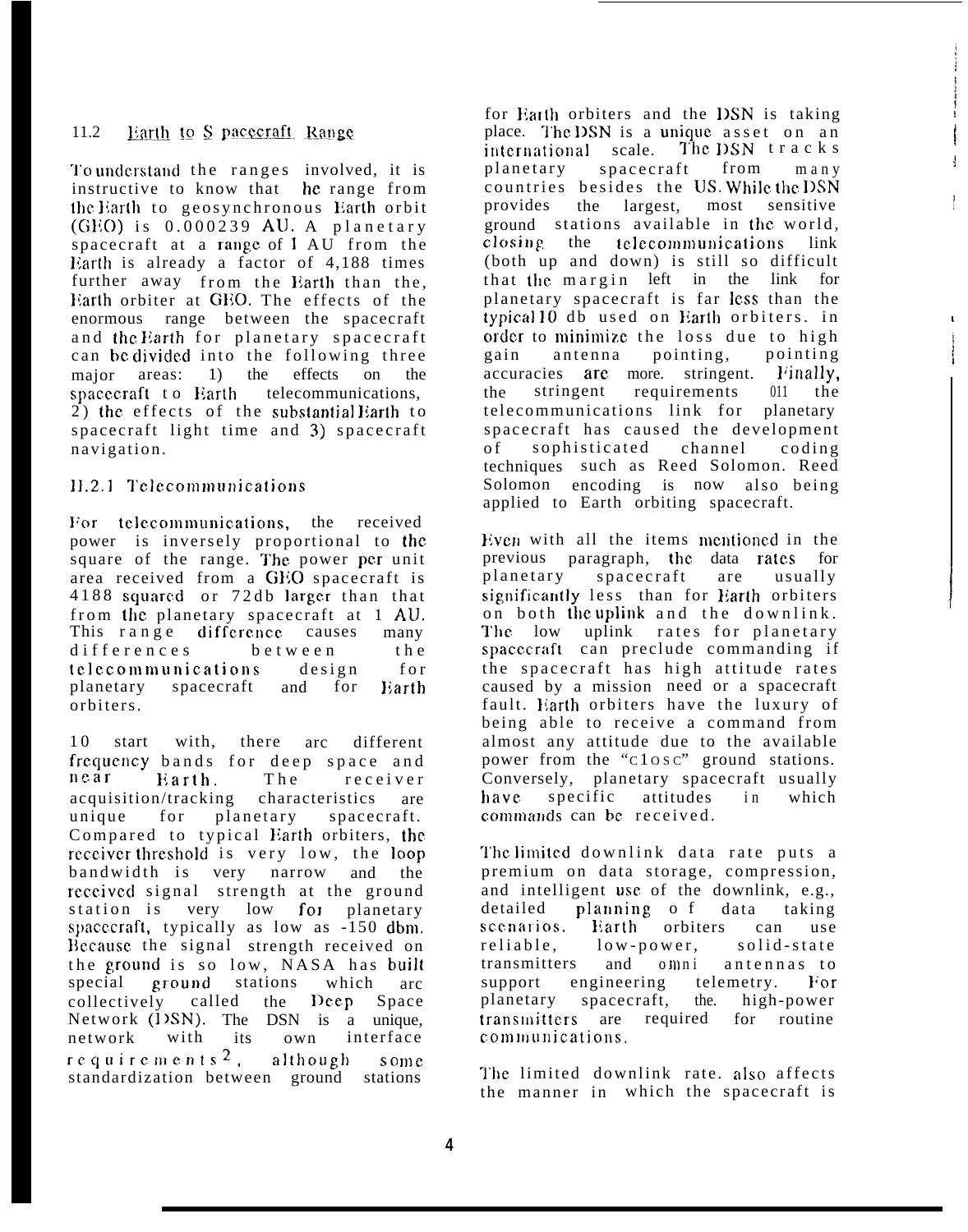### 11.2 Earth to Spacecraft Range

To understand the ranges involved, it is instructive to know that he range from the Earth to geosynchronous Earth orbit (GEO) is 0.000239 AU. A planetary spacecraft at a range of 1 AU from the Earth is already a factor of 4,188 times further away from the Earth than the, Earth orbiter at GEO. The effects of the enormous range between the spacecraft and the Earth for planetary spacecraft can be divided into the following three major areas: 1) the effects on the spacecraft to Earth telecommunications, 2) the effects of the substantial Earth to spacecraft light time and 3) spacecraft navigation.

#### 11.2.1 Telecommunications

For telecommunications, the received power is inversely proportional to the square of the range. The power per unit area received from a GEO spacecraft is 4188 squared or 72db larger than that from the planetary spacecraft at 1 AU. This range difference causes many differences between the telecommunications design for planetary spacecraft and for Earth orbiters.

To start with, there are different frequency bands for deep space and near Earth. The receiver acquisition/tracking characteristics are unique for planetary spacecraft. Compared to typical Earth orbiters, the receiver threshold is very low, the loop bandwidth is very narrow and the received signal strength at the ground station is very low for planetary spacecraft, typically as low as -150 dbm. Because the signal strength received on the ground is so low, NASA has built special ground stations which are collectively called the Deep Space Network (DSN). The DSN is a unique, network with its own interface requirements[2], although some standardization between ground stations for Earth orbiters and the DSN is taking place. The DSN is a unique asset on an international scale. The DSN tracks planetary spacecraft from many countries besides the US. While the DSN provides the largest, most sensitive ground stations available in the world, closing the telecommunications link (both up and down) is still so difficult that the margin left in the link for planetary spacecraft is far less than the typical 10 db used on Earth orbiters. in order to minimize the loss due to high gain antenna pointing, pointing accuracies are more. stringent. Finally, the stringent requirements on the telecommunications link for planetary spacecraft has caused the development of sophisticated channel coding techniques such as Reed Solomon. Reed Solomon encoding is now also being applied to Earth orbiting spacecraft.

Even with all the items mentioned in the previous paragraph, the data rates for planetary spacecraft are usually significantly less than for Earth orbiters on both the uplink and the downlink. The low uplink rates for planetary spacecraft can preclude commanding if the spacecraft has high attitude rates caused by a mission need or a spacecraft fault. Earth orbiters have the luxury of being able to receive a command from almost any attitude due to the available power from the "close" ground stations. Conversely, planetary spacecraft usually have specific attitudes in which commands can be received.

The limited downlink data rate puts a premium on data storage, compression, and intelligent use of the downlink, e.g., detailed planning of data taking scenarios. Earth orbiters can use reliable, low-power, solid-state transmitters and omni antennas to support engineering telemetry. For planetary spacecraft, the. high-power transmitters are required for routine communications.

The limited downlink rate. also affects the manner in which the spacecraft is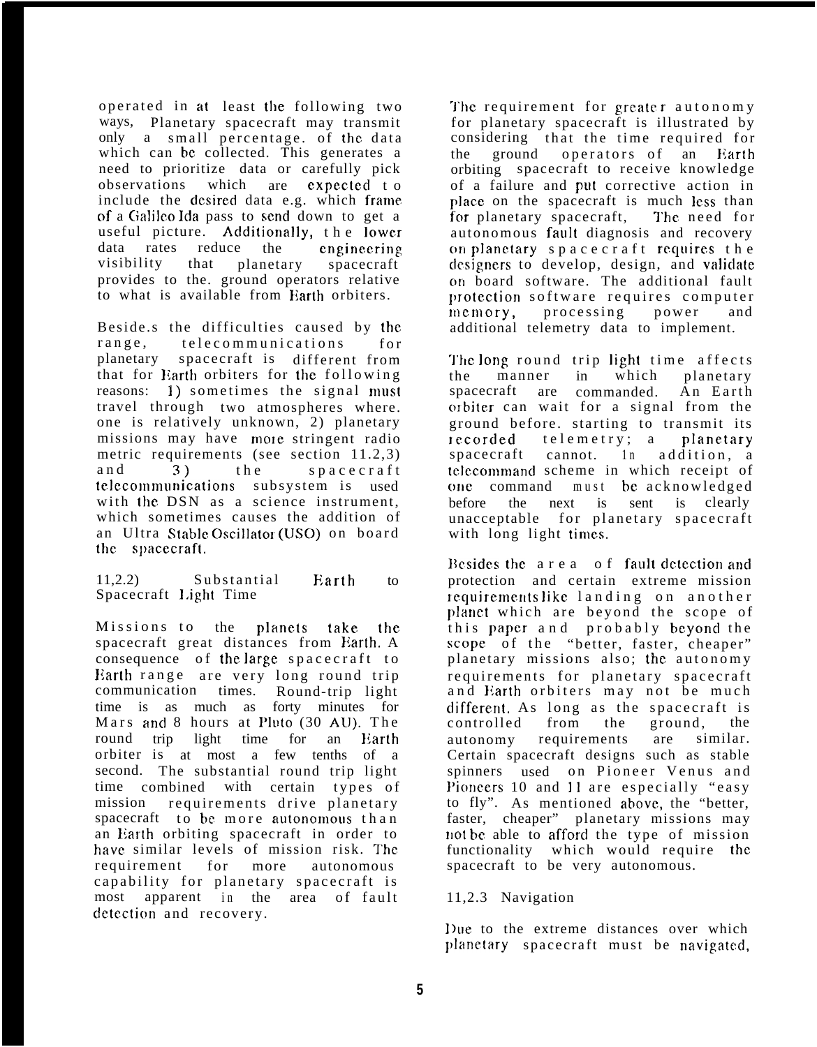operated in at least the following two ways, Planetary spacecraft may transmit only a small percentage. of the data which can be collected. This generates a need to prioritize data or carefully pick observations which are expected to include the desired data e.g. which frame of a Galileo Ida pass to send down to get a useful picture. Additionally, the lower data rates reduce the engineering visibility that planetary spacecraft provides to the. ground operators relative to what is available from Earth orbiters.

Beside.s the difficulties caused by the range, telecommunications for planetary spacecraft is different from that for Earth orbiters for the following reasons: 1) sometimes the signal must travel through two atmospheres where. one is relatively unknown, 2) planetary missions may have more stringent radio metric requirements (see section 11.2,3) and 3) the spacecraft telecommunications subsystem is used with the DSN as a science instrument, which sometimes causes the addition of an Ultra Stable Oscillator (USO) on board the spacecraft.

### 11,2.2) Substantial Earth to Spacecraft Light Time

Missions to the planets take the spacecraft great distances from Earth. A consequence of the large spacecraft to Earth range are very long round trip communication times. Round-trip light time is as much as forty minutes for Mars and 8 hours at Pluto (30 AU). The round trip light time for an Earth orbiter is at most a few tenths of a second. The substantial round trip light time combined with certain types of mission requirements drive planetary spacecraft to be more autonomous than an Earth orbiting spacecraft in order to have similar levels of mission risk. The requirement for more autonomous capability for planetary spacecraft is most apparent in the area of fault detection and recovery.

The requirement for greater autonomy for planetary spacecraft is illustrated by considering that the time required for the ground operators of an Earth orbiting spacecraft to receive knowledge of a failure and put corrective action in place on the spacecraft is much less than for planetary spacecraft, The need for autonomous fault diagnosis and recovery on planetary spacecraft requires the designers to develop, design, and validate on board software. The additional fault protection software requires computer memory, processing power and additional telemetry data to implement.

The long round trip light time affects the manner in which planetary spacecraft are commanded. An Earth orbiter can wait for a signal from the ground before. starting to transmit its recorded telemetry; a planetary spacecraft cannot. In addition, a telecommand scheme in which receipt of one command must be acknowledged before the next is sent is clearly unacceptable for planetary spacecraft with long light times.

Besides the area of fault detection and protection and certain extreme mission requirements like landing on another planet which are beyond the scope of this paper and probably beyond the scope of the "better, faster, cheaper" planetary missions also; the autonomy requirements for planetary spacecraft and Earth orbiters may not be much different. As long as the spacecraft is controlled from the ground, the autonomy requirements are similar. Certain spacecraft designs such as stable spinners used on Pioneer Venus and Pioneers 10 and 11 are especially "easy to fly". As mentioned above, the "better, faster, cheaper" planetary missions may not be able to afford the type of mission functionality which would require the spacecraft to be very autonomous.

### 11,2.3 Navigation

Due to the extreme distances over which planetary spacecraft must be navigated,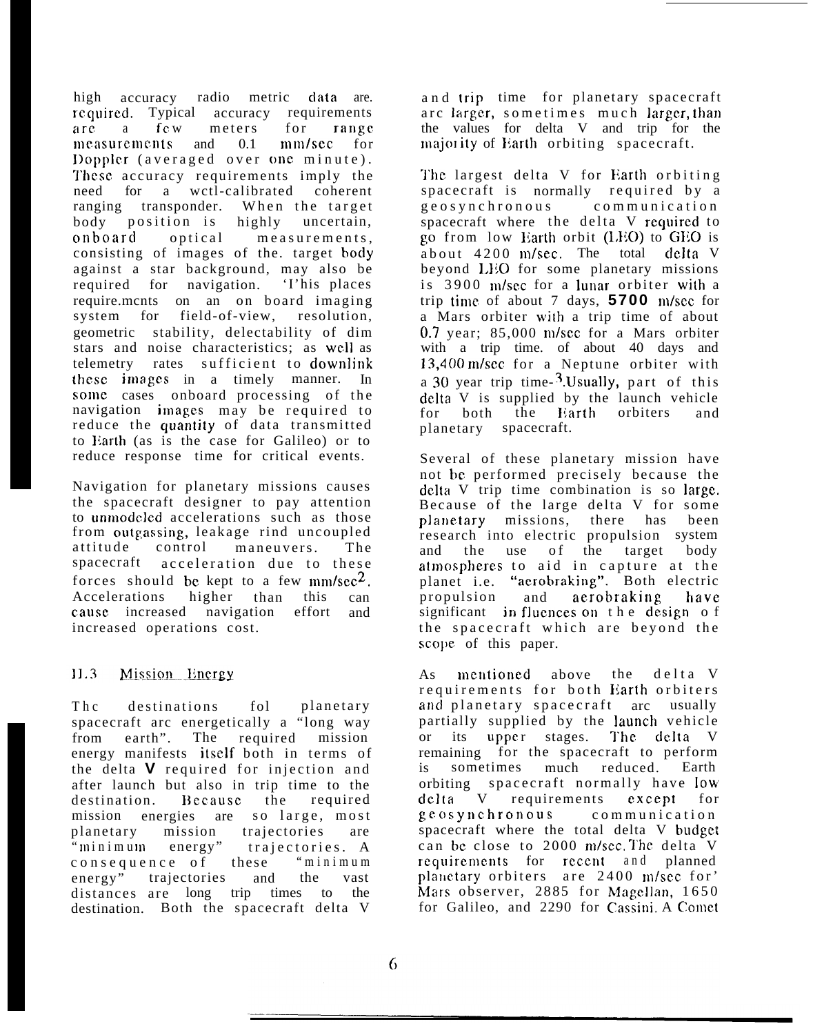high accuracy radio metric data are required. Typical accuracy requirements are a few meters for range measurements and 0.1 mm/sec for Doppler (averaged over one minute). These accuracy requirements imply the need for a well-calibrated coherent ranging transponder. When the target body position is highly uncertain, onboard optical measurements, consisting of images of the. target body against a star background, may also be required for navigation. 'I'his places require.mcnts on an on board imaging system for field-of-view, resolution, geometric stability, delectability of dim stars and noise characteristics; as well as telemetry rates sufficient to downlink these images in a timely manner. In some cases onboard processing of the navigation images may be required to reduce the quantity of data transmitted to Earth (as is the case for Galileo) or to reduce response time for critical events.

Navigation for planetary missions causes the spacecraft designer to pay attention to unmodeled accelerations such as those from outgassing, leakage rind uncoupled attitude control maneuvers. The spacecraft acceleration due to these forces should be kept to a few $mm/sec^2$. Accelerations higher than this can cause increased navigation effort and increased operations cost.

### II.3 Mission Energy

The destinations fol planetary spacecraft arc energetically a "long way from earth". The required mission energy manifests itself both in terms of the delta **V** required for injection and after launch but also in trip time to the destination. Because the required mission energies are so large, most planetary mission trajectories are "minimum energy" trajectories. A consequence of these "minimum energy" trajectories and the vast distances are long trip times to the destination. Both the spacecraft delta V and trip time for planetary spacecraft arc larger, sometimes much larger, than the values for delta V and trip for the majority of Earth orbiting spacecraft.

The largest delta V for Earth orbiting spacecraft is normally required by a geosynchronous communication spacecraft where the delta V required to go from low Earth orbit (LEO) to GEO is about 4200 m/sec. The total delta V beyond LEO for some planetary missions is 3900 m/sec for a lunar orbiter with a trip time of about 7 days, **5700** m/sec for a Mars orbiter with a trip time of about 0.7 year; 85,000 m/sec for a Mars orbiter with a trip time. of about 40 days and 13,400 m/sec for a Neptune orbiter with a 30 year trip time-[3].Usually, part of this delta V is supplied by the launch vehicle for both the Earth orbiters and planetary spacecraft.

Several of these planetary mission have not be performed precisely because the delta V trip time combination is so large. Because of the large delta V for some planetary missions, there has been research into electric propulsion system and the use of the target body atmospheres to aid in capture at the planet i.e. "aerobraking". Both electric propulsion and aerobraking have significant in fluences on the design of the spacecraft which are beyond the scope of this paper.

As mentioned above the delta V requirements for both Earth orbiters and planetary spacecraft arc usually partially supplied by the launch vehicle or its upper stages. The delta V remaining for the spacecraft to perform is sometimes much reduced. Earth orbiting spacecraft normally have low delta V requirements except for geosynchronous communication spacecraft where the total delta V budget can be close to 2000 m/sec.The delta V requirements for recent and planned planetary orbiters are 2400 m/sec for' Mars observer, 2885 for Magellan, 1650 for Galileo, and 2290 for Cassini. A Comet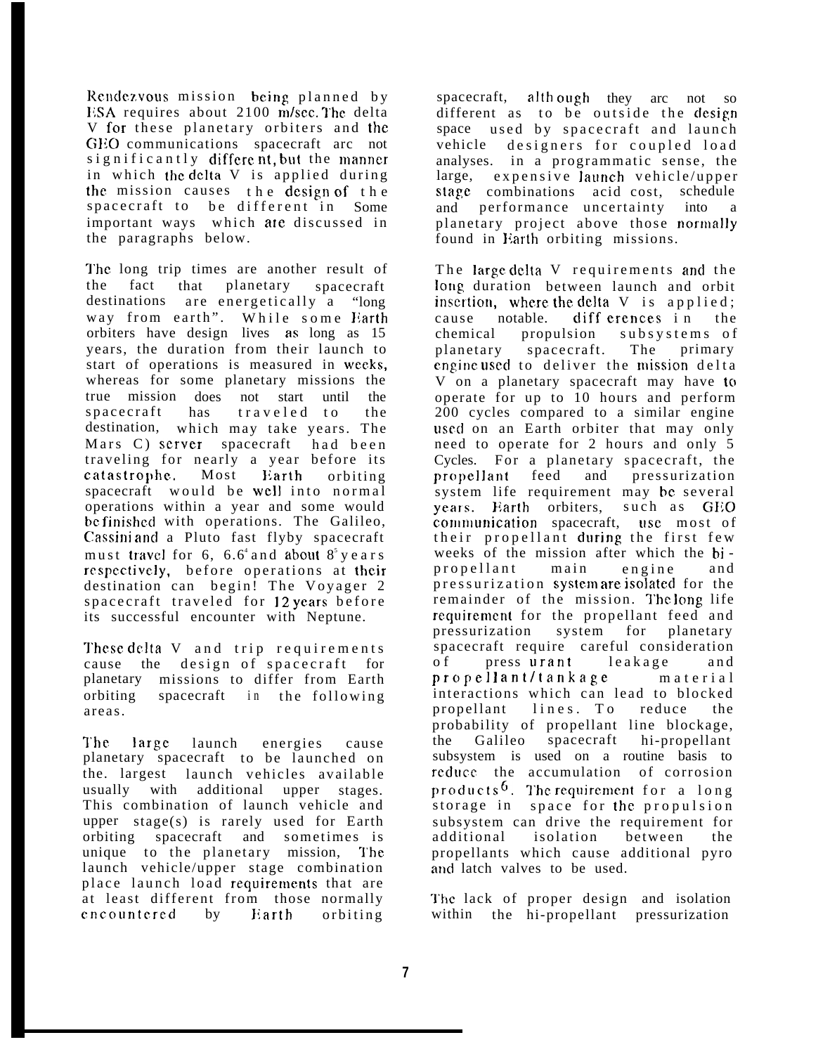Rendezvous mission being planned by ESA requires about 2100 m/sec. The delta V for these planetary orbiters and the GEO communications spacecraft arc not significantly differe nt, but the manner in which the delta V is applied during the mission causes the design of the spacecraft to be different in Some important ways which are discussed in the paragraphs below.

The long trip times are another result of the fact that planetary spacecraft destinations are energetically a "long way from earth". While some Earth orbiters have design lives as long as 15 years, the duration from their launch to start of operations is measured in weeks, whereas for some planetary missions the true mission does not start until the spacecraft has traveled to the destination, which may take years. The Mars C) server spacecraft had been traveling for nearly a year before its catastrophe. Most Earth orbiting spacecraft would be well into normal operations within a year and some would be finished with operations. The Galileo, Cassini and a Pluto fast flyby spacecraft must travel for 6, 6.6[4] and about 8[5] years respectively, before operations at their destination can begin! The Voyager 2 spacecraft traveled for 12 years before its successful encounter with Neptune.

These delta V and trip requirements cause the design of spacecraft for planetary missions to differ from Earth orbiting spacecraft in the following areas.

The large launch energies cause planetary spacecraft to be launched on the. largest launch vehicles available usually with additional upper stages. This combination of launch vehicle and upper stage(s) is rarely used for Earth orbiting spacecraft and sometimes is unique to the planetary mission, The launch vehicle/upper stage combination place launch load requirements that are at least different from those normally encountered by Earth orbiting spacecraft, although they arc not so different as to be outside the design space used by spacecraft and launch vehicle designers for coupled load analyses. in a programmatic sense, the large, expensive launch vehicle/upper stage combinations acid cost, schedule and performance uncertainty into a planetary project above those normally found in Earth orbiting missions.

The large delta V requirements and the long duration between launch and orbit insertion, where the delta V is applied; cause notable. diff erences in the chemical propulsion subsystems of planetary spacecraft. The primary engine used to deliver the mission delta V on a planetary spacecraft may have to operate for up to 10 hours and perform 200 cycles compared to a similar engine used on an Earth orbiter that may only need to operate for 2 hours and only 5 Cycles. For a planetary spacecraft, the propellant feed and pressurization system life requirement may be several years. Earth orbiters, such as GEO communication spacecraft, use most of their propellant during the first few weeks of the mission after which the bi-propellant main engine and pressurization system are isolated for the remainder of the mission. The long life requirement for the propellant feed and pressurization system for planetary spacecraft require careful consideration of press urant leakage and propellant/tankage material interactions which can lead to blocked propellant lines. To reduce the probability of propellant line blockage, the Galileo spacecraft hi-propellant subsystem is used on a routine basis to reduce the accumulation of corrosion products[6]. The requirement for a long storage in space for the propulsion subsystem can drive the requirement for additional isolation between the propellants which cause additional pyro and latch valves to be used.

The lack of proper design and isolation within the hi-propellant pressurization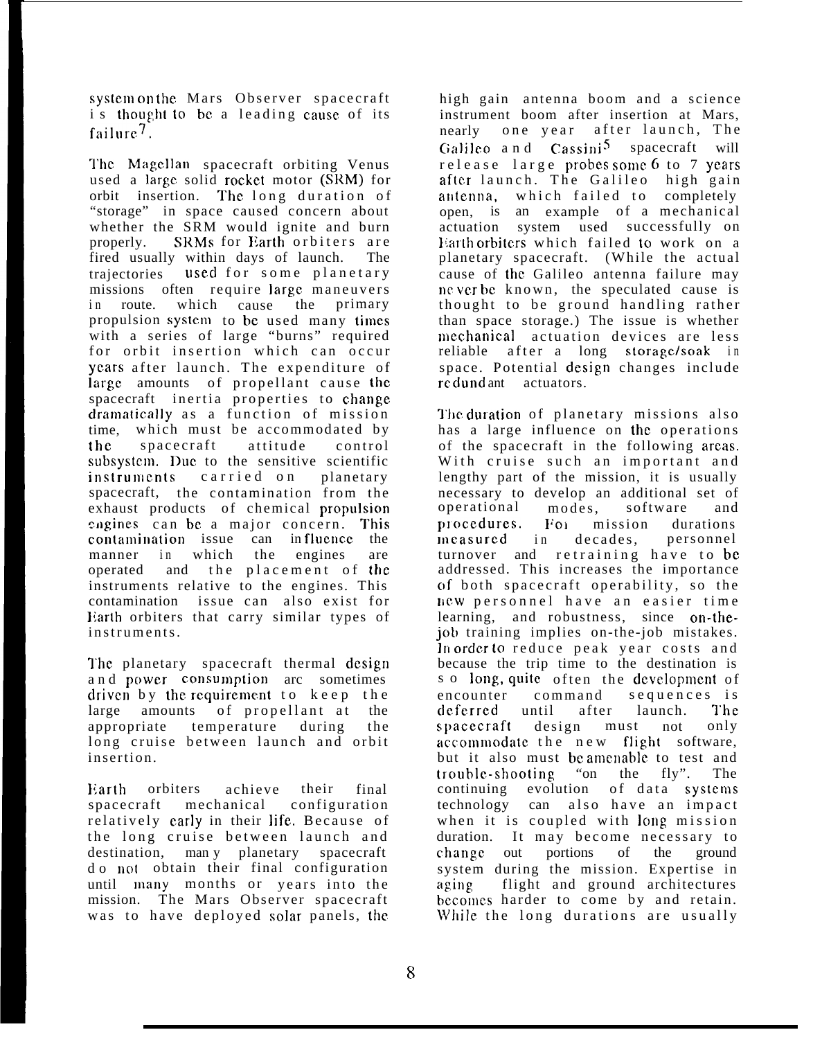system on the Mars Observer spacecraft is thought to be a leading cause of its failure[7].

The Magellan spacecraft orbiting Venus used a large solid rocket motor (SRM) for orbit insertion. The long duration of "storage" in space caused concern about whether the SRM would ignite and burn properly. SRMs for Earth orbiters are fired usually within days of launch. The trajectories used for some planetary missions often require large maneuvers in route. which cause the primary propulsion system to be used many times with a series of large "burns" required for orbit insertion which can occur years after launch. The expenditure of large amounts of propellant cause the spacecraft inertia properties to change dramatically as a function of mission time, which must be accommodated by the spacecraft attitude control subsystem. Due to the sensitive scientific instruments carried on planetary spacecraft, the contamination from the exhaust products of chemical propulsion engines can be a major concern. This contamination issue can influence the manner in which the engines are operated and the placement of the instruments relative to the engines. This contamination issue can also exist for Earth orbiters that carry similar types of instruments.

The planetary spacecraft thermal design and power consumption are sometimes driven by the requirement to keep the large amounts of propellant at the appropriate temperature during the long cruise between launch and orbit insertion.

Earth orbiters achieve their final spacecraft mechanical configuration relatively early in their life. Because of the long cruise between launch and destination, many planetary spacecraft do not obtain their final configuration until many months or years into the mission. The Mars Observer spacecraft was to have deployed solar panels, the high gain antenna boom and a science instrument boom after insertion at Mars, nearly one year after launch, The Galileo and Cassini[5] spacecraft will release large probes some 6 to 7 years after launch. The Galileo high gain antenna, which failed to completely open, is an example of a mechanical actuation system used successfully on Earth orbiters which failed to work on a planetary spacecraft. (While the actual cause of the Galileo antenna failure may never be known, the speculated cause is thought to be ground handling rather than space storage.) The issue is whether mechanical actuation devices are less reliable after a long storage/soak in space. Potential design changes include redundant actuators.

The duration of planetary missions also has a large influence on the operations of the spacecraft in the following areas. With cruise such an important and lengthy part of the mission, it is usually necessary to develop an additional set of operational modes, software and procedures. For mission durations measured in decades, personnel turnover and retraining have to be addressed. This increases the importance of both spacecraft operability, so the new personnel have an easier time learning, and robustness, since on-the-job training implies on-the-job mistakes. In order to reduce peak year costs and because the trip time to the destination is so long, quite often the development of encounter command sequences is deferred until after launch. The spacecraft design must not only accommodate the new flight software, but it also must be amenable to test and trouble-shooting "on the fly". The continuing evolution of data systems technology can also have an impact when it is coupled with long mission duration. It may become necessary to change out portions of the ground system during the mission. Expertise in aging flight and ground architectures becomes harder to come by and retain. While the long durations are usually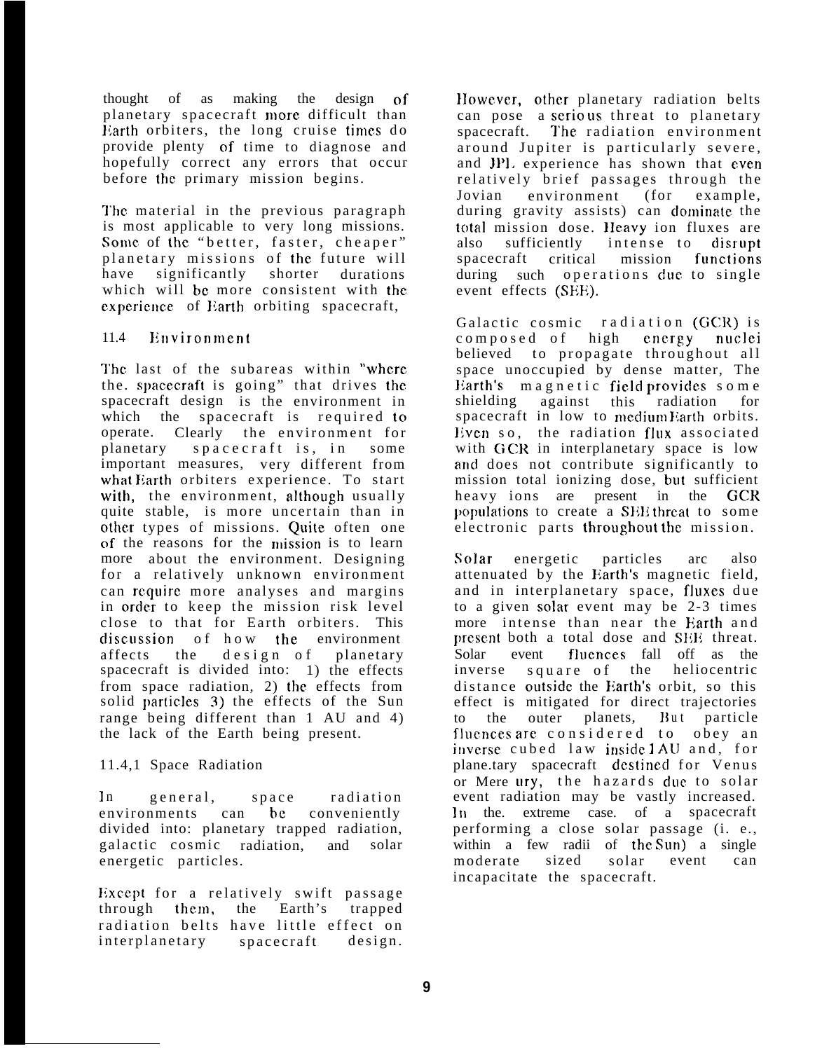thought of as making the design of planetary spacecraft more difficult than Earth orbiters, the long cruise times do provide plenty of time to diagnose and hopefully correct any errors that occur before the primary mission begins.

The material in the previous paragraph is most applicable to very long missions. Some of the "better, faster, cheaper" planetary missions of the future will have significantly shorter durations which will be more consistent with the experience of Earth orbiting spacecraft,

### 11.4 Environment

The last of the subareas within "where the. spacecraft is going" that drives the spacecraft design is the environment in which the spacecraft is required to operate. Clearly the environment for planetary spacecraft is, in some important measures, very different from what Earth orbiters experience. To start with, the environment, although usually quite stable, is more uncertain than in other types of missions. Quite often one of the reasons for the mission is to learn more about the environment. Designing for a relatively unknown environment can require more analyses and margins in order to keep the mission risk level close to that for Earth orbiters. This discussion of how the environment affects the design of planetary spacecraft is divided into: 1) the effects from space radiation, 2) the effects from solid particles 3) the effects of the Sun range being different than 1 AU and 4) the lack of the Earth being present.

#### 11.4,1 Space Radiation

In general, space radiation environments can be conveniently divided into: planetary trapped radiation, galactic cosmic radiation, and solar energetic particles.

Except for a relatively swift passage through them, the Earth's trapped radiation belts have little effect on interplanetary spacecraft design. However, other planetary radiation belts can pose a serious threat to planetary spacecraft. The radiation environment around Jupiter is particularly severe, and JPL experience has shown that even relatively brief passages through the Jovian environment (for example, during gravity assists) can dominate the total mission dose. Heavy ion fluxes are also sufficiently intense to disrupt spacecraft critical mission functions during such operations due to single event effects (SEE).

Galactic cosmic radiation (GCR) is composed of high energy nuclei believed to propagate throughout all space unoccupied by dense matter, The Earth's magnetic field provides some shielding against this radiation for spacecraft in low to medium Earth orbits. Even so, the radiation flux associated with GCR in interplanetary space is low and does not contribute significantly to mission total ionizing dose, but sufficient heavy ions are present in the GCR populations to create a SEE threat to some electronic parts throughout the mission.

Solar energetic particles are also attenuated by the Earth's magnetic field, and in interplanetary space, fluxes due to a given solar event may be 2-3 times more intense than near the Earth and present both a total dose and SEE threat. Solar event fluences fall off as the inverse square of the heliocentric distance outside the Earth's orbit, so this effect is mitigated for direct trajectories to the outer planets, But particle fluences are considered to obey an inverse cubed law inside 1 AU and, for plane.tary spacecraft destined for Venus or Mercury, the hazards due to solar event radiation may be vastly increased. In the. extreme case. of a spacecraft performing a close solar passage (i. e., within a few radii of the Sun) a single moderate sized solar event can incapacitate the spacecraft.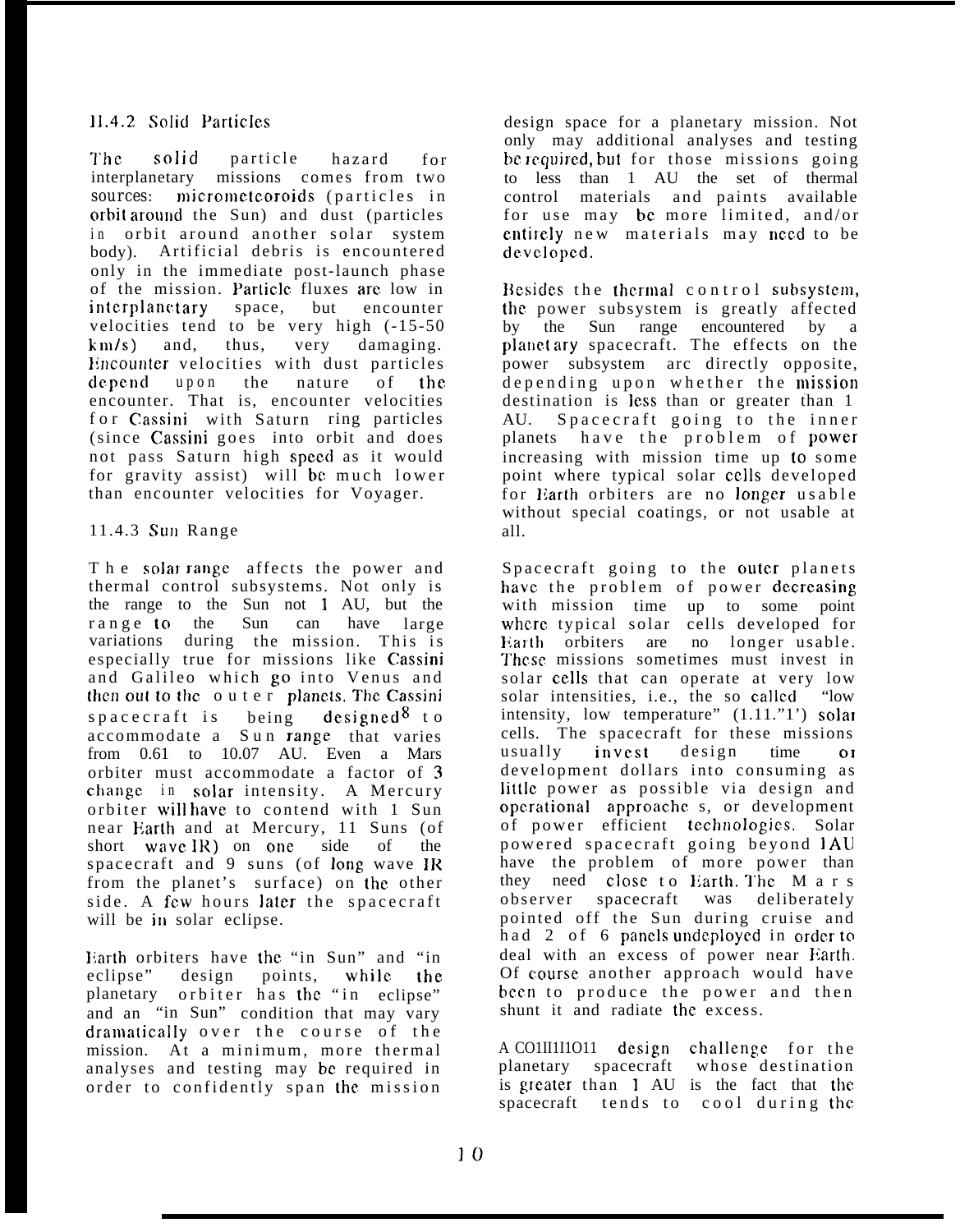### 11.4.2 Solid Particles

The solid particle hazard for interplanetary missions comes from two sources: micrometeoroids (particles in orbit around the Sun) and dust (particles in orbit around another solar system body). Artificial debris is encountered only in the immediate post-launch phase of the mission. Particle fluxes are low in interplanetary space, but encounter velocities tend to be very high (~15-50 km/s) and, thus, very damaging. Encounter velocities with dust particles depend upon the nature of the encounter. That is, encounter velocities for Cassini with Saturn ring particles (since Cassini goes into orbit and does not pass Saturn high speed as it would for gravity assist) will be much lower than encounter velocities for Voyager.

### 11.4.3 Sun Range

The solar range affects the power and thermal control subsystems. Not only is the range to the Sun not 1 AU, but the range to the Sun can have large variations during the mission. This is especially true for missions like Cassini and Galileo which go into Venus and then out to the outer planets. The Cassini spacecraft is being designed[8] to accommodate a Sun range that varies from 0.61 to 10.07 AU. Even a Mars orbiter must accommodate a factor of 3 change in solar intensity. A Mercury orbiter will have to contend with 1 Sun near Earth and at Mercury, 11 Suns (of short wave IR) on one side of the spacecraft and 9 suns (of long wave IR from the planet's surface) on the other side. A few hours later the spacecraft will be in solar eclipse.

Earth orbiters have the "in Sun" and "in eclipse" design points, while the planetary orbiter has the "in eclipse" and an "in Sun" condition that may vary dramatically over the course of the mission. At a minimum, more thermal analyses and testing may be required in order to confidently span the mission design space for a planetary mission. Not only may additional analyses and testing be required, but for those missions going to less than 1 AU the set of thermal control materials and paints available for use may be more limited, and/or entirely new materials may need to be developed.

Besides the thermal control subsystem, the power subsystem is greatly affected by the Sun range encountered by a planetary spacecraft. The effects on the power subsystem are directly opposite, depending upon whether the mission destination is less than or greater than 1 AU. Spacecraft going to the inner planets have the problem of power increasing with mission time up to some point where typical solar cells developed for Earth orbiters are no longer usable without special coatings, or not usable at all.

Spacecraft going to the outer planets have the problem of power decreasing with mission time up to some point where typical solar cells developed for Earth orbiters are no longer usable. These missions sometimes must invest in solar cells that can operate at very low solar intensities, i.e., the so called "low intensity, low temperature" (1.11."1') solar cells. The spacecraft for these missions usually invest design time or development dollars into consuming as little power as possible via design and operational approaches, or development of power efficient technologies. Solar powered spacecraft going beyond 1AU have the problem of more power than they need close to Earth. The Mars observer spacecraft was deliberately pointed off the Sun during cruise and had 2 of 6 panels undeployed in order to deal with an excess of power near Earth. Of course another approach would have been to produce the power and then shunt it and radiate the excess.

A common design challenge for the planetary spacecraft whose destination is greater than 1 AU is the fact that the spacecraft tends to cool during the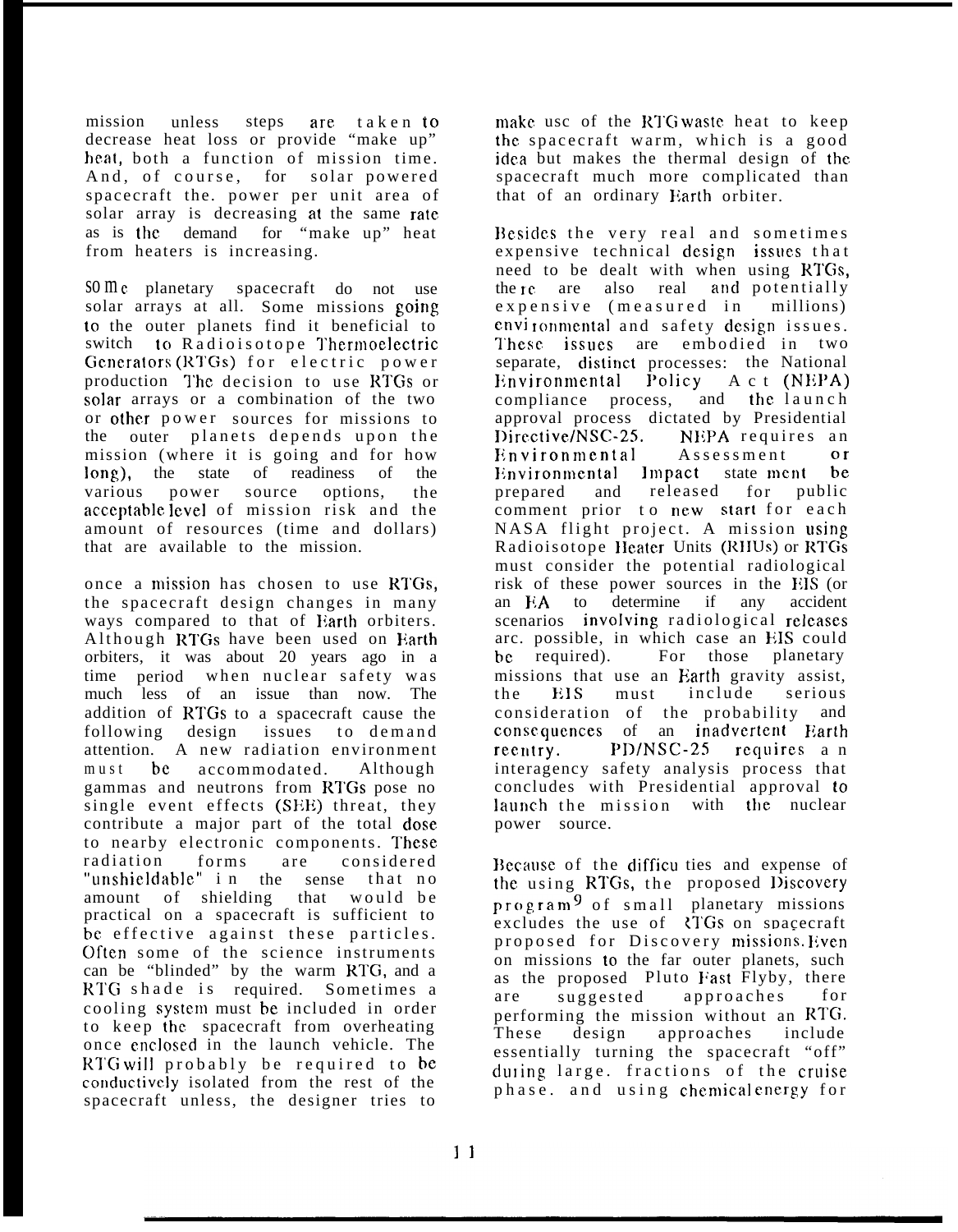mission unless steps are taken to decrease heat loss or provide "make up" heat, both a function of mission time. And, of course, for solar powered spacecraft the. power per unit area of solar array is decreasing at the same rate as is the demand for "make up" heat from heaters is increasing.

Some planetary spacecraft do not use solar arrays at all. Some missions going to the outer planets find it beneficial to switch to Radioisotope Thermoelectric Generators (RTGs) for electric power production The decision to use RTGs or solar arrays or a combination of the two or other power sources for missions to the outer planets depends upon the mission (where it is going and for how long), the state of readiness of the various power source options, the acceptable level of mission risk and the amount of resources (time and dollars) that are available to the mission.

once a mission has chosen to use RTGs, the spacecraft design changes in many ways compared to that of Earth orbiters. Although RTGs have been used on Earth orbiters, it was about 20 years ago in a time period when nuclear safety was much less of an issue than now. The addition of RTGs to a spacecraft cause the following design issues to demand attention. A new radiation environment must be accommodated. Although gammas and neutrons from RTGs pose no single event effects (SEE) threat, they contribute a major part of the total dose to nearby electronic components. These radiation forms are considered "unshieldable" in the sense that no amount of shielding that would be practical on a spacecraft is sufficient to be effective against these particles. Often some of the science instruments can be "blinded" by the warm RTG, and a RTG shade is required. Sometimes a cooling system must be included in order to keep the spacecraft from overheating once enclosed in the launch vehicle. The RTG will probably be required to be conductively isolated from the rest of the spacecraft unless, the designer tries to make use of the RTG waste heat to keep the spacecraft warm, which is a good idea but makes the thermal design of the spacecraft much more complicated than that of an ordinary Earth orbiter.

Besides the very real and sometimes expensive technical design issues that need to be dealt with when using RTGs, there are also real and potentially expensive (measured in millions) environmental and safety design issues. These issues are embodied in two separate, distinct processes: the National Environmental Policy Act (NEPA) compliance process, and the launch approval process dictated by Presidential Directive/NSC-25. NEPA requires an Environmental Assessment or Environmental Impact statement be prepared and released for public comment prior to new start for each NASA flight project. A mission using Radioisotope Heater Units (RHUs) or RTGs must consider the potential radiological risk of these power sources in the EIS (or an EA to determine if any accident scenarios involving radiological releases are possible, in which case an EIS could be required). For those planetary missions that use an Earth gravity assist, the EIS must include serious consideration of the probability and consequences of an inadvertent Earth reentry. PD/NSC-25 requires an interagency safety analysis process that concludes with Presidential approval to launch the mission with the nuclear power source.

Because of the difficulties and expense of the using RTGs, the proposed Discovery program[9] of small planetary missions excludes the use of RTGs on spacecraft proposed for Discovery missions. Even on missions to the far outer planets, such as the proposed Pluto Fast Flyby, there are suggested approaches for performing the mission without an RTG. These design approaches include essentially turning the spacecraft "off" during large. fractions of the cruise phase. and using chemical energy for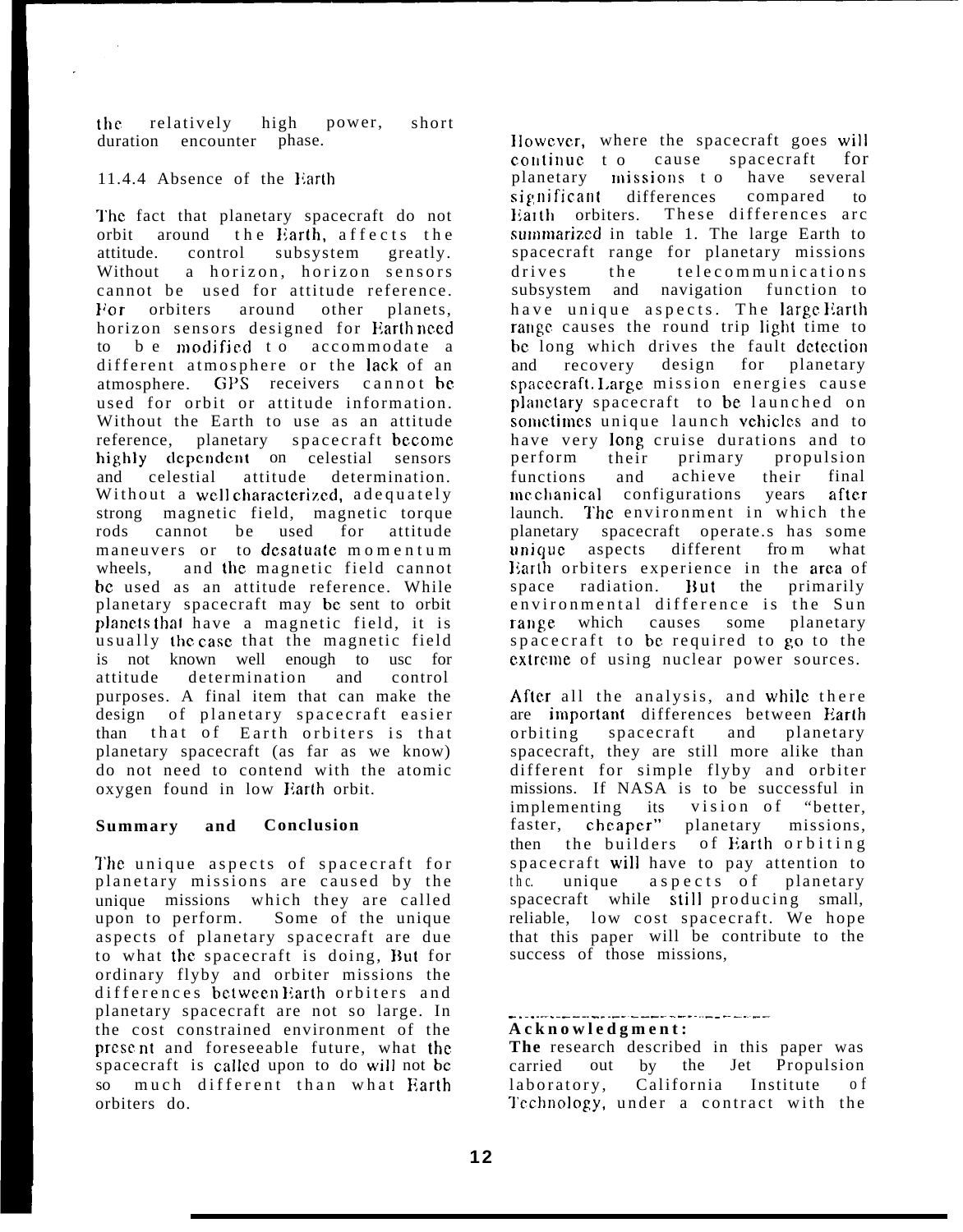the relatively high power, short duration encounter phase.

### 11.4.4 Absence of the Earth

The fact that planetary spacecraft do not orbit around the Earth, affects the attitude. control subsystem greatly. Without a horizon, horizon sensors cannot be used for attitude reference. For orbiters around other planets, horizon sensors designed for Earth need to be modified to accommodate a different atmosphere or the lack of an atmosphere. GPS receivers cannot be used for orbit or attitude information. Without the Earth to use as an attitude reference, planetary spacecraft become highly dependent on celestial sensors and celestial attitude determination. Without a well characterized, adequately strong magnetic field, magnetic torque rods cannot be used for attitude maneuvers or to desatuate momentum wheels, and the magnetic field cannot be used as an attitude reference. While planetary spacecraft may be sent to orbit planets that have a magnetic field, it is usually the case that the magnetic field is not known well enough to usc for attitude determination and control purposes. A final item that can make the design of planetary spacecraft easier than that of Earth orbiters is that planetary spacecraft (as far as we know) do not need to contend with the atomic oxygen found in low Earth orbit.

## Summary and Conclusion

The unique aspects of spacecraft for planetary missions are caused by the unique missions which they are called upon to perform. Some of the unique aspects of planetary spacecraft are due to what the spacecraft is doing, But for ordinary flyby and orbiter missions the differences between Earth orbiters and planetary spacecraft are not so large. In the cost constrained environment of the present and foreseeable future, what the spacecraft is called upon to do will not be so much different than what Earth orbiters do.

However, where the spacecraft goes will continue to cause spacecraft for planetary missions to have several significant differences compared to Earth orbiters. These differences arc summarized in table 1. The large Earth to spacecraft range for planetary missions drives the telecommunications subsystem and navigation function to have unique aspects. The large Earth range causes the round trip light time to be long which drives the fault detection and recovery design for planetary spacecraft. Large mission energies cause planetary spacecraft to be launched on sometimes unique launch vehicles and to have very long cruise durations and to perform their primary propulsion functions and achieve their final mechanical configurations years after launch. The environment in which the planetary spacecraft operate.s has some unique aspects different from what Earth orbiters experience in the area of space radiation. But the primarily environmental difference is the Sun range which causes some planetary spacecraft to be required to go to the extreme of using nuclear power sources.

After all the analysis, and while there are important differences between Earth orbiting spacecraft and planetary spacecraft, they are still more alike than different for simple flyby and orbiter missions. If NASA is to be successful in implementing its vision of "better, faster, cheaper" planetary missions, then the builders of Earth orbiting spacecraft will have to pay attention to the. unique aspects of planetary spacecraft while still producing small, reliable, low cost spacecraft. We hope that this paper will be contribute to the success of those missions,

---

**Acknowledgment:**

**The** research described in this paper was carried out by the Jet Propulsion laboratory, California Institute of Technology, under a contract with the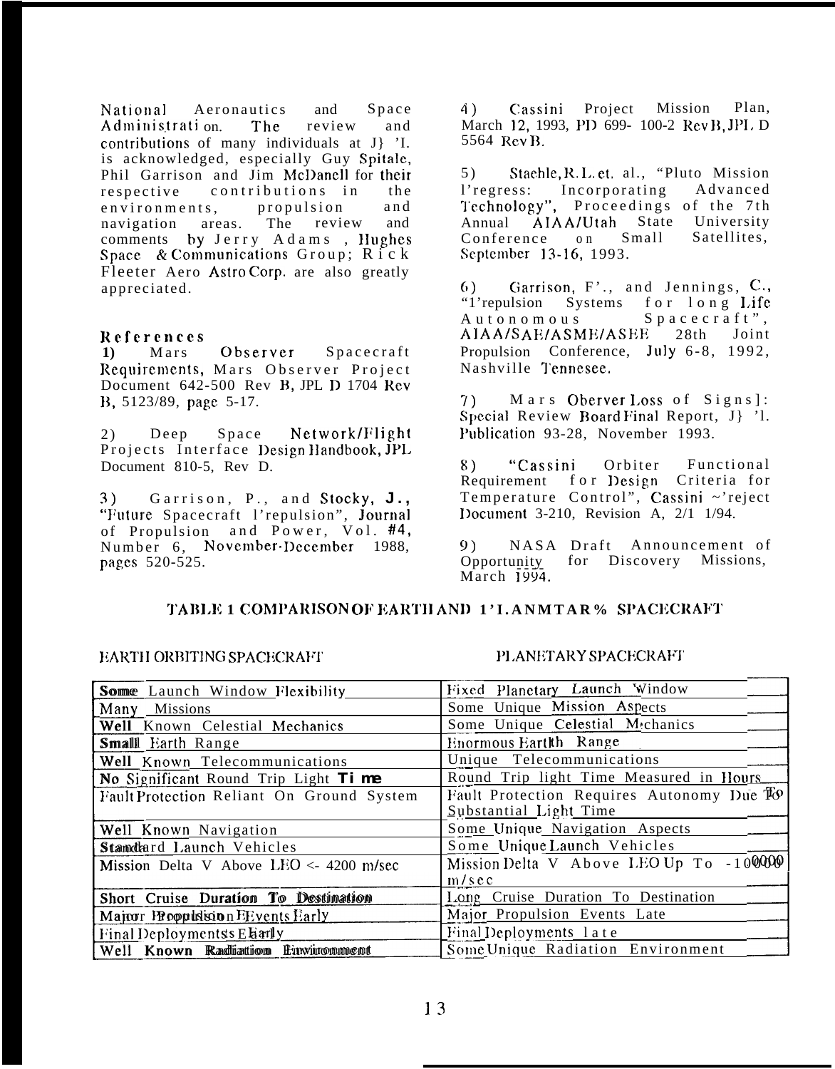National Aeronautics and Space Administration. The review and contributions of many individuals at J} 'I. is acknowledged, especially Guy Spitale, Phil Garrison and Jim McDanell for their respective contributions in the environments, propulsion and navigation areas. The review and comments by Jerry Adams, Hughes Space & Communications Group; Rick Fleeter Aero Astro Corp. are also greatly appreciated.

## References

1) Mars Observer Spacecraft Requirements, Mars Observer Project Document 642-500 Rev B, JPL D 1704 Rev B, 5123/89, page 5-17.

2) Deep Space Network/Flight Projects Interface Design Handbook, JPL Document 810-5, Rev D.

3) Garrison, P., and Stocky, J., "Future Spacecraft l'repulsion", Journal of Propulsion and Power, Vol. #4, Number 6, November-December 1988, pages 520-525.

4) Cassini Project Mission Plan, March 12, 1993, PD 699- 100-2 Rev B, JPL D 5564 Rev B.

5) Staehle, R. L. et. al., "Pluto Mission l'regress: Incorporating Advanced Technology", Proceedings of the 7th Annual AIAA/Utah State University Conference on Small Satellites, September 13-16, 1993.

6) Garrison, F'., and Jennings, C., "l'repulsion Systems for long Life Autonomous Spacecraft", AIAA/SAE/ASME/ASEE 28th Joint Propulsion Conference, July 6-8, 1992, Nashville Tennesee.

7) Mars Oberver Loss of Signs]: Special Review Board Final Report, J} 'l. Publication 93-28, November 1993.

8) "Cassini Orbiter Functional Requirement for Design Criteria for Temperature Control", Cassini ~'reject Document 3-210, Revision A, 2/1 1/94.

9) NASA Draft Announcement of Opportunity for Discovery Missions, March 1994.

### TABLE 1 COMPARISON OF EARTH AND PLANETARY SPACECRAFT

| EARTH ORBITING SPACECRAFT | PLANETARY SPACECRAFT |
|---|---|
| Some Launch Window Flexibility | Fixed Planetary Launch Window |
| Many Missions | Some Unique Mission Aspects |
| Well Known Celestial Mechanics | Some Unique Celestial Mechanics |
| Small Earth Range | Enormous Earth Range |
| Well Known Telecommunications | Unique Telecommunications |
| No Significant Round Trip Light Time | Round Trip light Time Measured in Hours |
| Fault Protection Reliant On Ground System | Fault Protection Requires Autonomy Due To Substantial Light Time |
| Well Known Navigation | Some Unique Navigation Aspects |
| Standard Launch Vehicles | Some Unique Launch Vehicles |
| Mission Delta V Above LEO <- 4200 m/sec | Mission Delta V Above LEO Up To -10000 m/sec |
| Short Cruise Duration To Destination | Long Cruise Duration To Destination |
| Major Propulsion Events Early | Major Propulsion Events Late |
| Final Deployments Early | Final Deployments late |
| Well Known Radiation Environment | Some Unique Radiation Environment |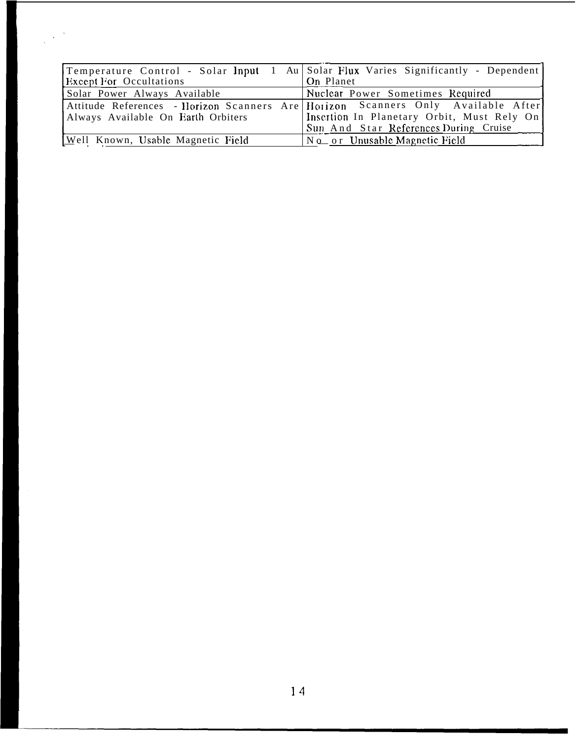| | |
|---|---|
| Temperature Control - Solar Input 1 Au Except For Occultations | Solar Flux Varies Significantly - Dependent On Planet |
| Solar Power Always Available | Nuclear Power Sometimes Required |
| Attitude References - Horizon Scanners Are Always Available On Earth Orbiters | Horizon Scanners Only Available After Insertion In Planetary Orbit, Must Rely On Sun And Star References During Cruise |
| Well Known, Usable Magnetic Field | No or Unusable Magnetic Field |